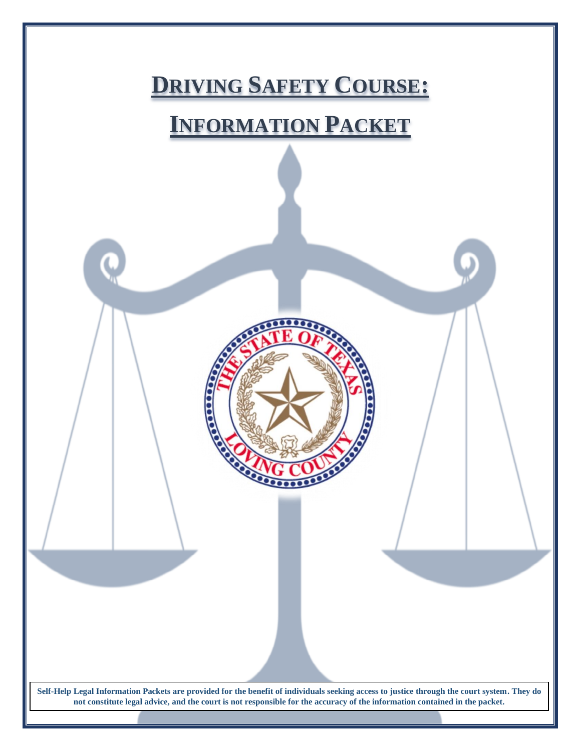# DRIVING SAFETY COURSE:

# INFORMATION PACKET

**Self-Help Legal Information Packets are provided for the benefit of individuals seeking access to justice through the court system. They do not constitute legal advice, and the court is not responsible for the accuracy of the information contained in the packet.**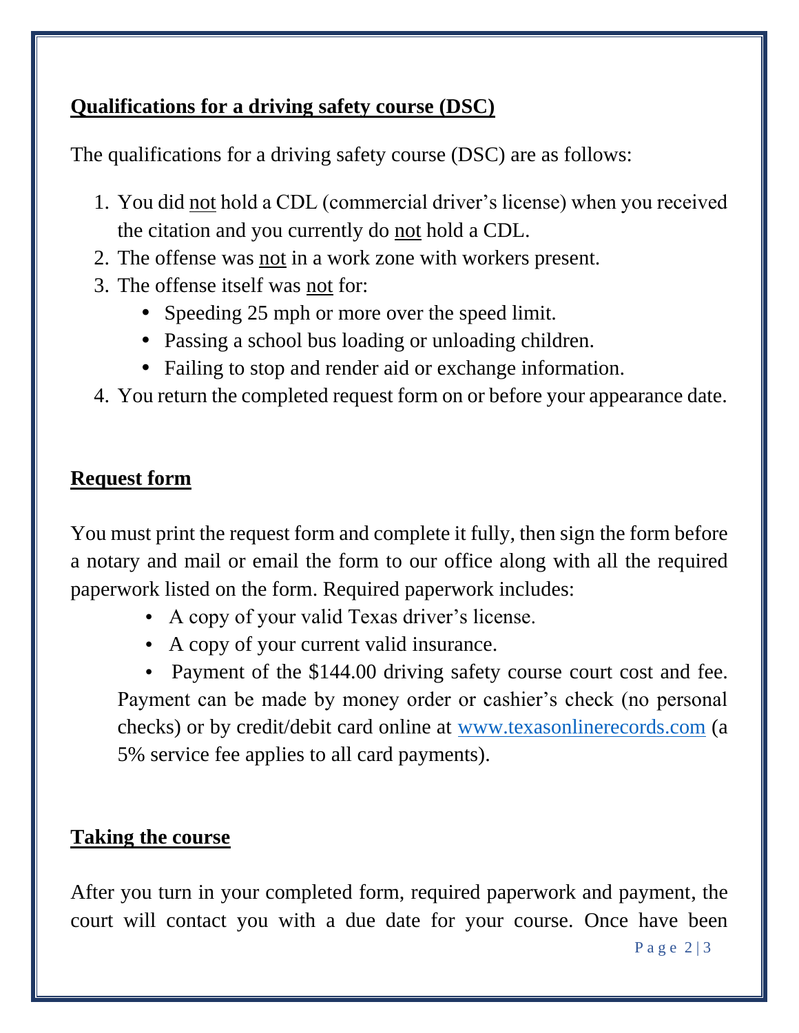## Qualifications for a driving safety course (DSC)

The qualifications for a driving safety course (DSC) are as follows:

1. You did not hold a CDL (commercial driver's license) when you received the citation and you currently do not hold a CDL.
2. The offense was not in a work zone with workers present.
3. The offense itself was not for:
   - Speeding 25 mph or more over the speed limit.
   - Passing a school bus loading or unloading children.
   - Failing to stop and render aid or exchange information.
4. You return the completed request form on or before your appearance date.

## Request form

You must print the request form and complete it fully, then sign the form before a notary and mail or email the form to our office along with all the required paperwork listed on the form. Required paperwork includes:

- A copy of your valid Texas driver's license.
- A copy of your current valid insurance.
- Payment of the $144.00 driving safety course court cost and fee. Payment can be made by money order or cashier's check (no personal checks) or by credit/debit card online at www.texasonlinerecords.com (a 5% service fee applies to all card payments).

## Taking the course

After you turn in your completed form, required paperwork and payment, the court will contact you with a due date for your course. Once have been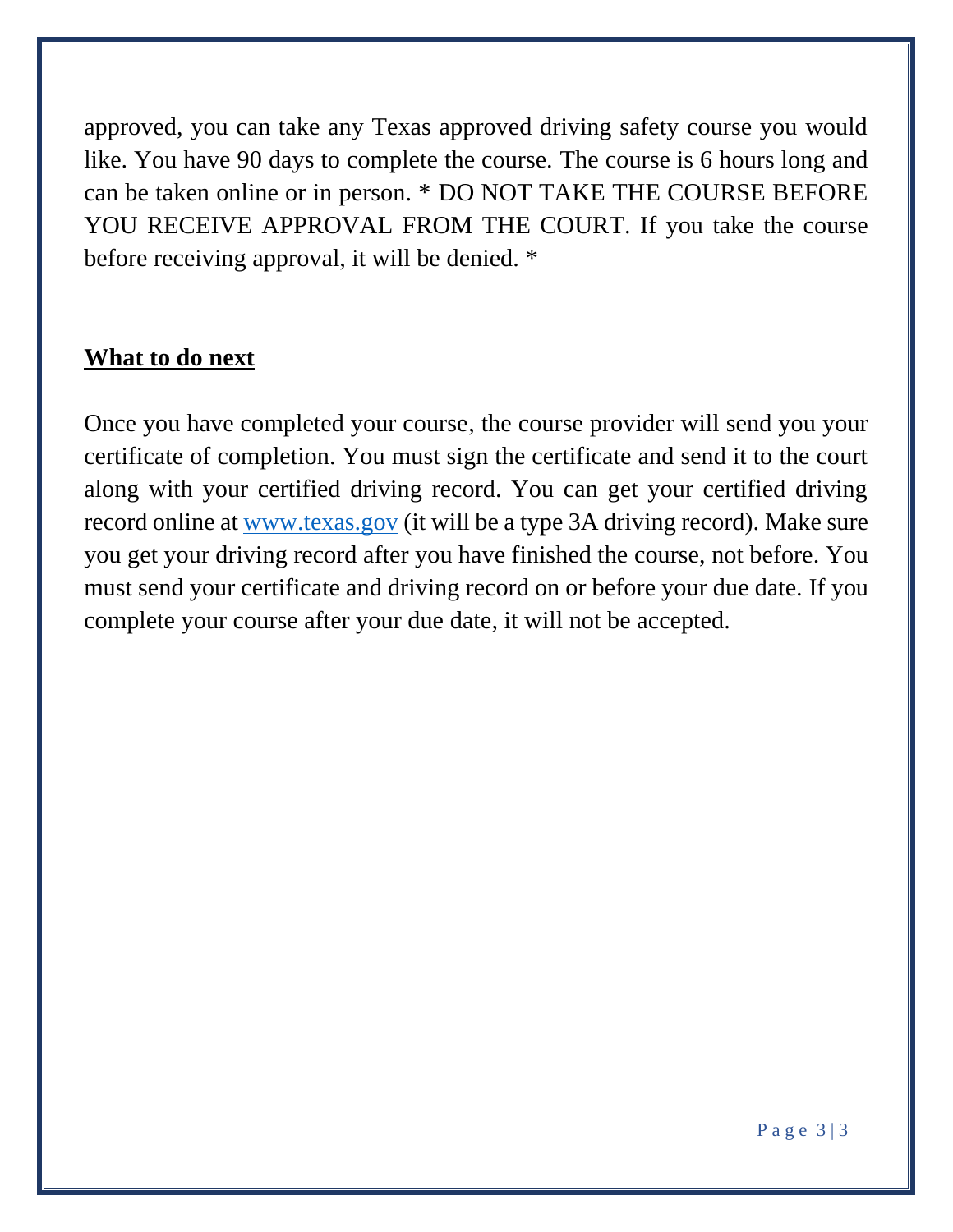approved, you can take any Texas approved driving safety course you would like. You have 90 days to complete the course. The course is 6 hours long and can be taken online or in person. * DO NOT TAKE THE COURSE BEFORE YOU RECEIVE APPROVAL FROM THE COURT. If you take the course before receiving approval, it will be denied. *

## What to do next

Once you have completed your course, the course provider will send you your certificate of completion. You must sign the certificate and send it to the court along with your certified driving record. You can get your certified driving record online at [www.texas.gov](www.texas.gov) (it will be a type 3A driving record). Make sure you get your driving record after you have finished the course, not before. You must send your certificate and driving record on or before your due date. If you complete your course after your due date, it will not be accepted.